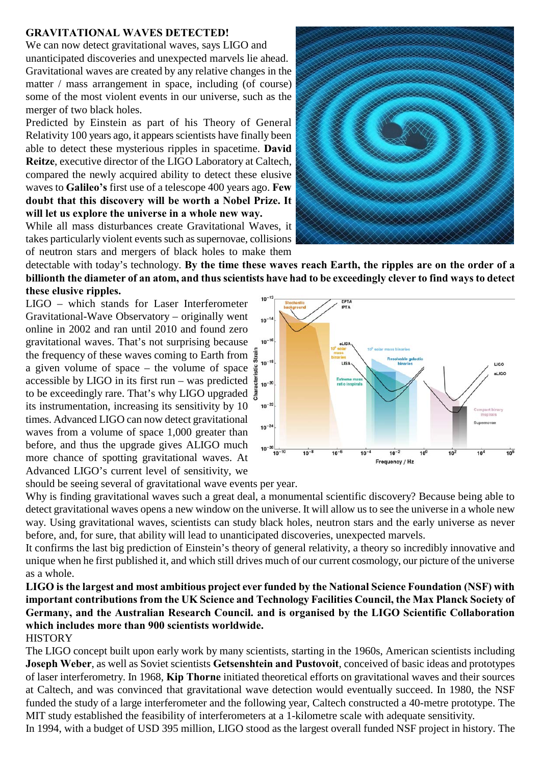**GRAVITATIONAL WAVES DETECTED!**

We can now detect gravitational waves, says LIGO and unanticipated discoveries and unexpected marvels lie ahead.

Gravitational waves are created by any relative changes in the matter / mass arrangement in space, including (of course) some of the most violent events in our universe, such as the merger of two black holes.

Predicted by Einstein as part of his Theory of General Relativity 100 years ago, it appears scientists have finally been able to detect these mysterious ripples in spacetime. **David Reitze**, executive director of the LIGO Laboratory at Caltech, compared the newly acquired ability to detect these elusive waves to **Galileo's** first use of a telescope 400 years ago. **Few doubt that this discovery will be worth a Nobel Prize. It will let us explore the universe in a whole new way.**

While all mass disturbances create Gravitational Waves, it takes particularly violent events such as supernovae, collisions of neutron stars and mergers of black holes to make them detectable with today's technology. **By the time these waves reach Earth, the ripples are on the order of a billionth the diameter of an atom, and thus scientists have had to be exceedingly clever to find ways to detect these elusive ripples.**

LIGO – which stands for Laser Interferometer Gravitational-Wave Observatory – originally went online in 2002 and ran until 2010 and found zero gravitational waves. That's not surprising because the frequency of these waves coming to Earth from a given volume of space – the volume of space accessible by LIGO in its first run – was predicted to be exceedingly rare. That's why LIGO upgraded its instrumentation, increasing its sensitivity by 10 times. Advanced LIGO can now detect gravitational waves from a volume of space 1,000 greater than before, and thus the upgrade gives ALIGO much more chance of spotting gravitational waves. At Advanced LIGO's current level of sensitivity, we should be seeing several of gravitational wave events per year.

Why is finding gravitational waves such a great deal, a monumental scientific discovery? Because being able to detect gravitational waves opens a new window on the universe. It will allow us to see the universe in a whole new way. Using gravitational waves, scientists can study black holes, neutron stars and the early universe as never before, and, for sure, that ability will lead to unanticipated discoveries, unexpected marvels.

It confirms the last big prediction of Einstein's theory of general relativity, a theory so incredibly innovative and unique when he first published it, and which still drives much of our current cosmology, our picture of the universe as a whole.

**LIGO is the largest and most ambitious project ever funded by the National Science Foundation (NSF) with important contributions from the UK Science and Technology Facilities Council, the Max Planck Society of Germany, and the Australian Research Council. and is organised by the LIGO Scientific Collaboration which includes more than 900 scientists worldwide.**

HISTORY

The LIGO concept built upon early work by many scientists, starting in the 1960s, American scientists including **Joseph Weber**, as well as Soviet scientists **Getsenshtein and Pustovoit**, conceived of basic ideas and prototypes of laser interferometry. In 1968, **Kip Thorne** initiated theoretical efforts on gravitational waves and their sources at Caltech, and was convinced that gravitational wave detection would eventually succeed. In 1980, the NSF funded the study of a large interferometer and the following year, Caltech constructed a 40-metre prototype. The MIT study established the feasibility of interferometers at a 1-kilometre scale with adequate sensitivity.

In 1994, with a budget of USD 395 million, LIGO stood as the largest overall funded NSF project in history. The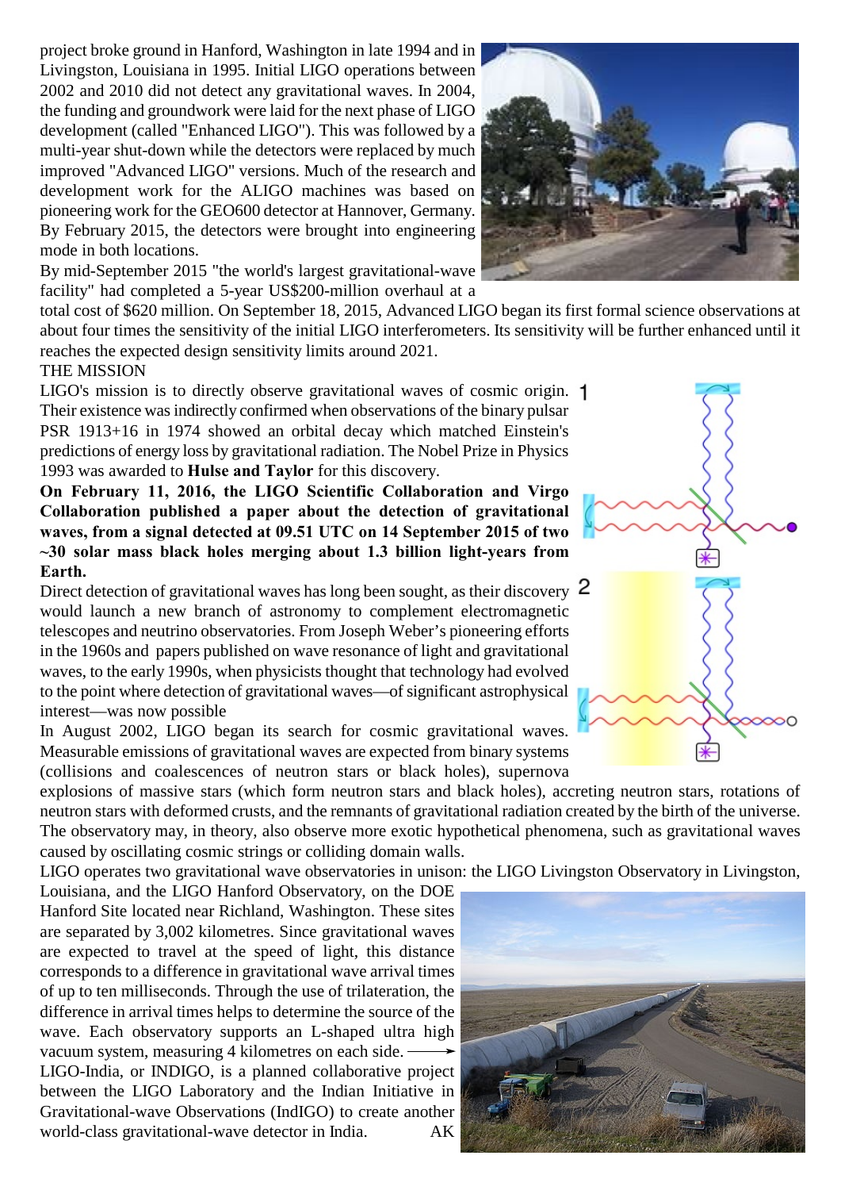project broke ground in Hanford, Washington in late 1994 and in Livingston, Louisiana in 1995. Initial LIGO operations between 2002 and 2010 did not detect any gravitational waves. In 2004, the funding and groundwork were laid for the next phase of LIGO development (called "Enhanced LIGO"). This was followed by a multi-year shut-down while the detectors were replaced by much improved "Advanced LIGO" versions. Much of the research and development work for the ALIGO machines was based on pioneering work for the GEO600 detector at Hannover, Germany. By February 2015, the detectors were brought into engineering mode in both locations.

By mid-September 2015 "the world's largest gravitational-wave facility" had completed a 5-year US$200-million overhaul at a total cost of $620 million. On September 18, 2015, Advanced LIGO began its first formal science observations at about four times the sensitivity of the initial LIGO interferometers. Its sensitivity will be further enhanced until it reaches the expected design sensitivity limits around 2021.

THE MISSION

LIGO's mission is to directly observe gravitational waves of cosmic origin. Their existence was indirectly confirmed when observations of the binary pulsar PSR 1913+16 in 1974 showed an orbital decay which matched Einstein's predictions of energy loss by gravitational radiation. The Nobel Prize in Physics 1993 was awarded to **Hulse and Taylor** for this discovery.

**On February 11, 2016, the LIGO Scientific Collaboration and Virgo Collaboration published a paper about the detection of gravitational waves, from a signal detected at 09.51 UTC on 14 September 2015 of two ~30 solar mass black holes merging about 1.3 billion light-years from Earth.**

Direct detection of gravitational waves has long been sought, as their discovery would launch a new branch of astronomy to complement electromagnetic telescopes and neutrino observatories. From Joseph Weber's pioneering efforts in the 1960s and papers published on wave resonance of light and gravitational waves, to the early 1990s, when physicists thought that technology had evolved to the point where detection of gravitational waves—of significant astrophysical interest—was now possible

In August 2002, LIGO began its search for cosmic gravitational waves. Measurable emissions of gravitational waves are expected from binary systems (collisions and coalescences of neutron stars or black holes), supernova explosions of massive stars (which form neutron stars and black holes), accreting neutron stars, rotations of neutron stars with deformed crusts, and the remnants of gravitational radiation created by the birth of the universe. The observatory may, in theory, also observe more exotic hypothetical phenomena, such as gravitational waves caused by oscillating cosmic strings or colliding domain walls.

1

2

LIGO operates two gravitational wave observatories in unison: the LIGO Livingston Observatory in Livingston, Louisiana, and the LIGO Hanford Observatory, on the DOE Hanford Site located near Richland, Washington. These sites are separated by 3,002 kilometres. Since gravitational waves are expected to travel at the speed of light, this distance corresponds to a difference in gravitational wave arrival times of up to ten milliseconds. Through the use of trilateration, the difference in arrival times helps to determine the source of the wave. Each observatory supports an L-shaped ultra high vacuum system, measuring 4 kilometres on each side. ⟶

LIGO-India, or INDIGO, is a planned collaborative project between the LIGO Laboratory and the Indian Initiative in Gravitational-wave Observations (IndIGO) to create another world-class gravitational-wave detector in India. AK